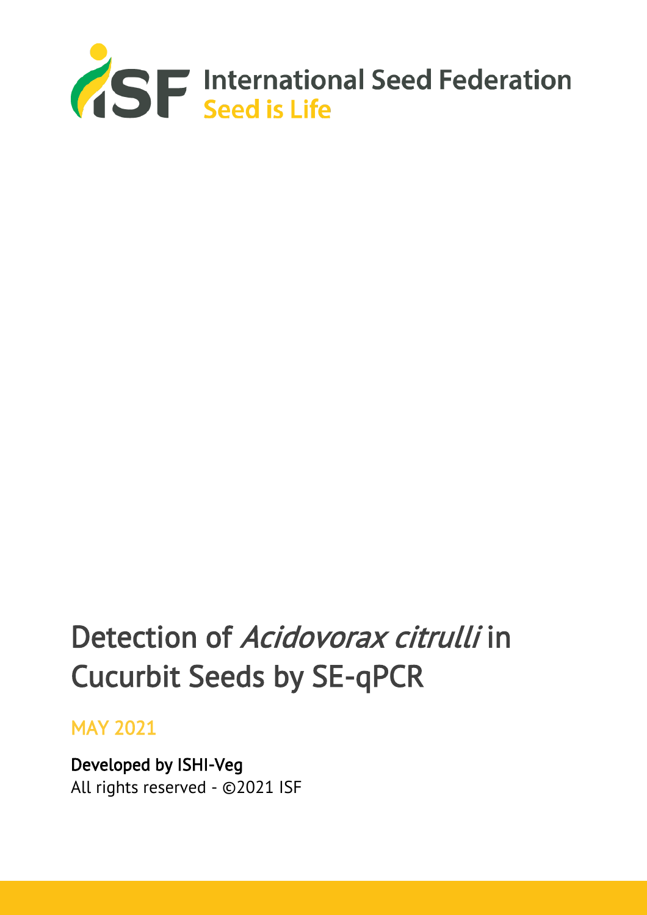International Seed Federation
Seed is Life

# Detection of *Acidovorax citrulli* in Cucurbit Seeds by SE-qPCR

MAY 2021

Developed by ISHI-Veg
All rights reserved - ©2021 ISF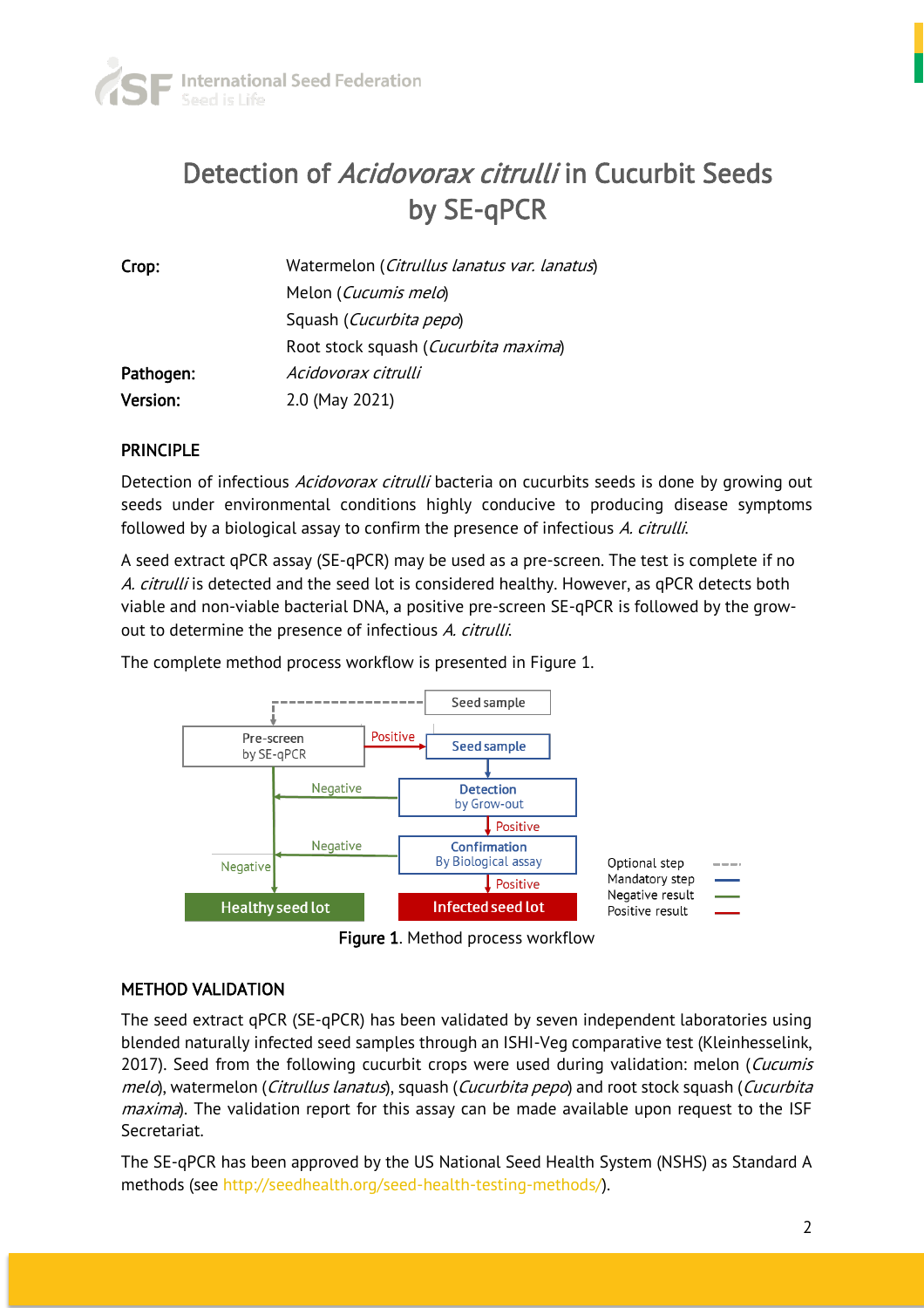# Detection of *Acidovorax citrulli* in Cucurbit Seeds by SE-qPCR

| | |
|---|---|
| **Crop:** | Watermelon (*Citrullus lanatus var. lanatus*) |
| | Melon (*Cucumis melo*) |
| | Squash (*Cucurbita pepo*) |
| | Root stock squash (*Cucurbita maxima*) |
| **Pathogen:** | *Acidovorax citrulli* |
| **Version:** | 2.0 (May 2021) |

## PRINCIPLE

Detection of infectious *Acidovorax citrulli* bacteria on cucurbits seeds is done by growing out seeds under environmental conditions highly conducive to producing disease symptoms followed by a biological assay to confirm the presence of infectious *A. citrulli*.

A seed extract qPCR assay (SE-qPCR) may be used as a pre-screen. The test is complete if no *A. citrulli* is detected and the seed lot is considered healthy. However, as qPCR detects both viable and non-viable bacterial DNA, a positive pre-screen SE-qPCR is followed by the grow-out to determine the presence of infectious *A. citrulli*.

The complete method process workflow is presented in Figure 1.

Seed sample → Pre-screen by SE-qPCR (optional step)
- Pre-screen by SE-qPCR: Positive → Seed sample; Negative → Healthy seed lot
- Seed sample → Detection by Grow-out
- Detection by Grow-out: Positive → Confirmation By Biological assay; Negative → Healthy seed lot
- Confirmation By Biological assay: Positive → Infected seed lot; Negative → Healthy seed lot

Legend: Optional step (grey dashed); Mandatory step (blue); Negative result (green); Positive result (red)

**Figure 1**. Method process workflow

## METHOD VALIDATION

The seed extract qPCR (SE-qPCR) has been validated by seven independent laboratories using blended naturally infected seed samples through an ISHI-Veg comparative test (Kleinhesselink, 2017). Seed from the following cucurbit crops were used during validation: melon (*Cucumis melo*), watermelon (*Citrullus lanatus*), squash (*Cucurbita pepo*) and root stock squash (*Cucurbita maxima*). The validation report for this assay can be made available upon request to the ISF Secretariat.

The SE-qPCR has been approved by the US National Seed Health System (NSHS) as Standard A methods (see http://seedhealth.org/seed-health-testing-methods/).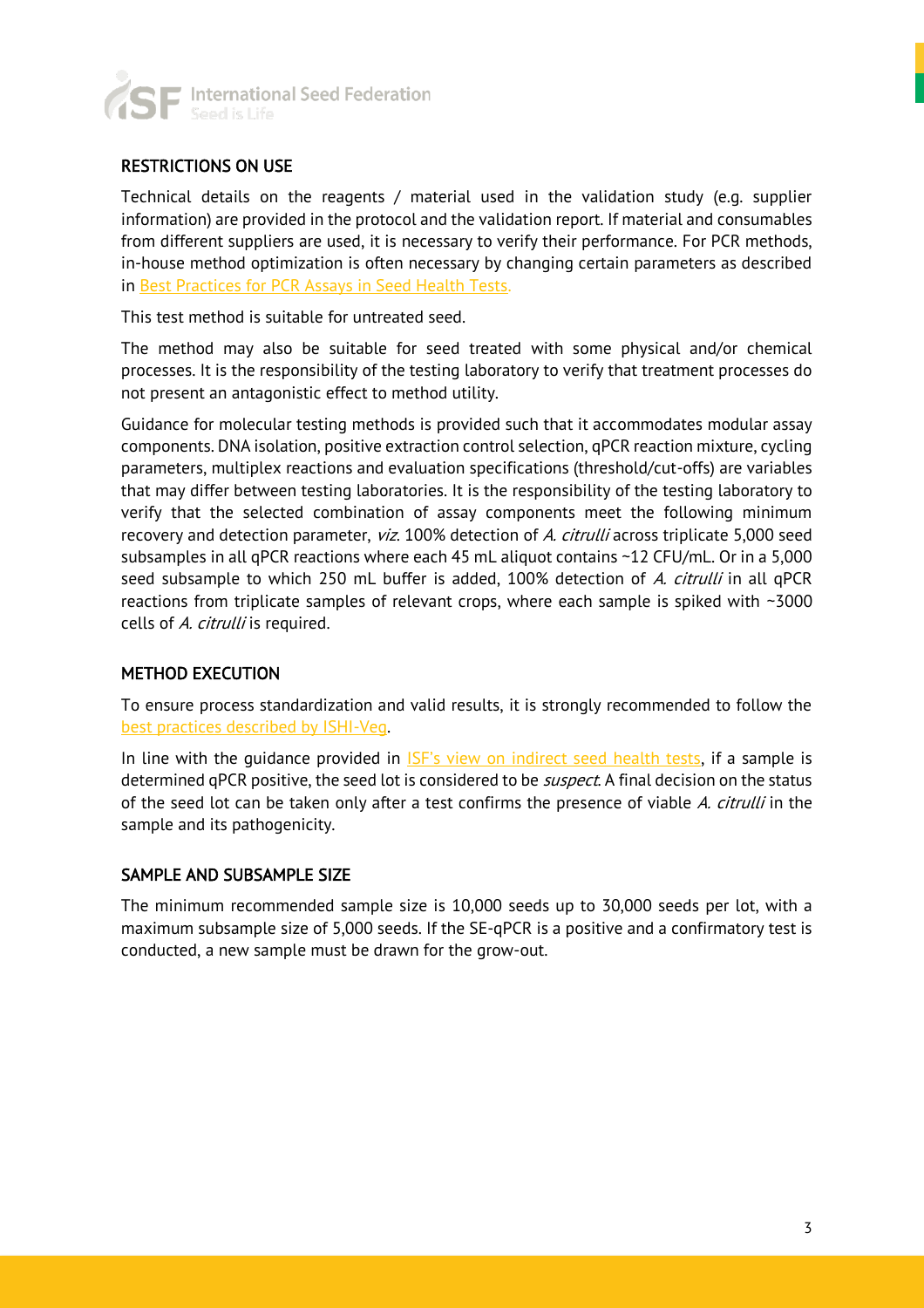## RESTRICTIONS ON USE

Technical details on the reagents / material used in the validation study (e.g. supplier information) are provided in the protocol and the validation report. If material and consumables from different suppliers are used, it is necessary to verify their performance. For PCR methods, in-house method optimization is often necessary by changing certain parameters as described in [Best Practices for PCR Assays in Seed Health Tests.]()

This test method is suitable for untreated seed.

The method may also be suitable for seed treated with some physical and/or chemical processes. It is the responsibility of the testing laboratory to verify that treatment processes do not present an antagonistic effect to method utility.

Guidance for molecular testing methods is provided such that it accommodates modular assay components. DNA isolation, positive extraction control selection, qPCR reaction mixture, cycling parameters, multiplex reactions and evaluation specifications (threshold/cut-offs) are variables that may differ between testing laboratories. It is the responsibility of the testing laboratory to verify that the selected combination of assay components meet the following minimum recovery and detection parameter, *viz*. 100% detection of *A. citrulli* across triplicate 5,000 seed subsamples in all qPCR reactions where each 45 mL aliquot contains ~12 CFU/mL. Or in a 5,000 seed subsample to which 250 mL buffer is added, 100% detection of *A. citrulli* in all qPCR reactions from triplicate samples of relevant crops, where each sample is spiked with ~3000 cells of *A. citrulli* is required.

## METHOD EXECUTION

To ensure process standardization and valid results, it is strongly recommended to follow the [best practices described by ISHI-Veg]().

In line with the guidance provided in [ISF's view on indirect seed health tests](), if a sample is determined qPCR positive, the seed lot is considered to be *suspect*. A final decision on the status of the seed lot can be taken only after a test confirms the presence of viable *A. citrulli* in the sample and its pathogenicity.

## SAMPLE AND SUBSAMPLE SIZE

The minimum recommended sample size is 10,000 seeds up to 30,000 seeds per lot, with a maximum subsample size of 5,000 seeds. If the SE-qPCR is a positive and a confirmatory test is conducted, a new sample must be drawn for the grow-out.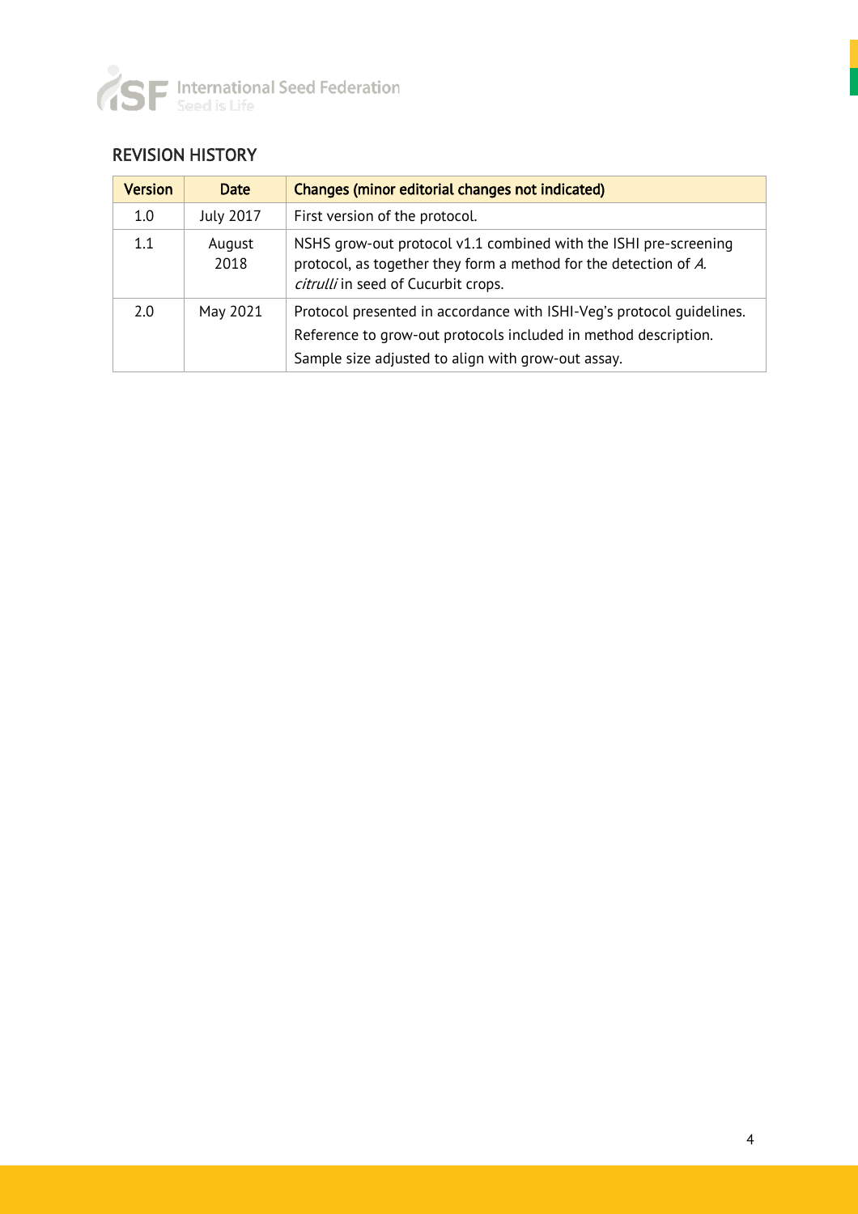## REVISION HISTORY

| Version | Date | Changes (minor editorial changes not indicated) |
|---|---|---|
| 1.0 | July 2017 | First version of the protocol. |
| 1.1 | August 2018 | NSHS grow-out protocol v1.1 combined with the ISHI pre-screening protocol, as together they form a method for the detection of *A. citrulli* in seed of Cucurbit crops. |
| 2.0 | May 2021 | Protocol presented in accordance with ISHI-Veg's protocol guidelines. Reference to grow-out protocols included in method description. Sample size adjusted to align with grow-out assay. |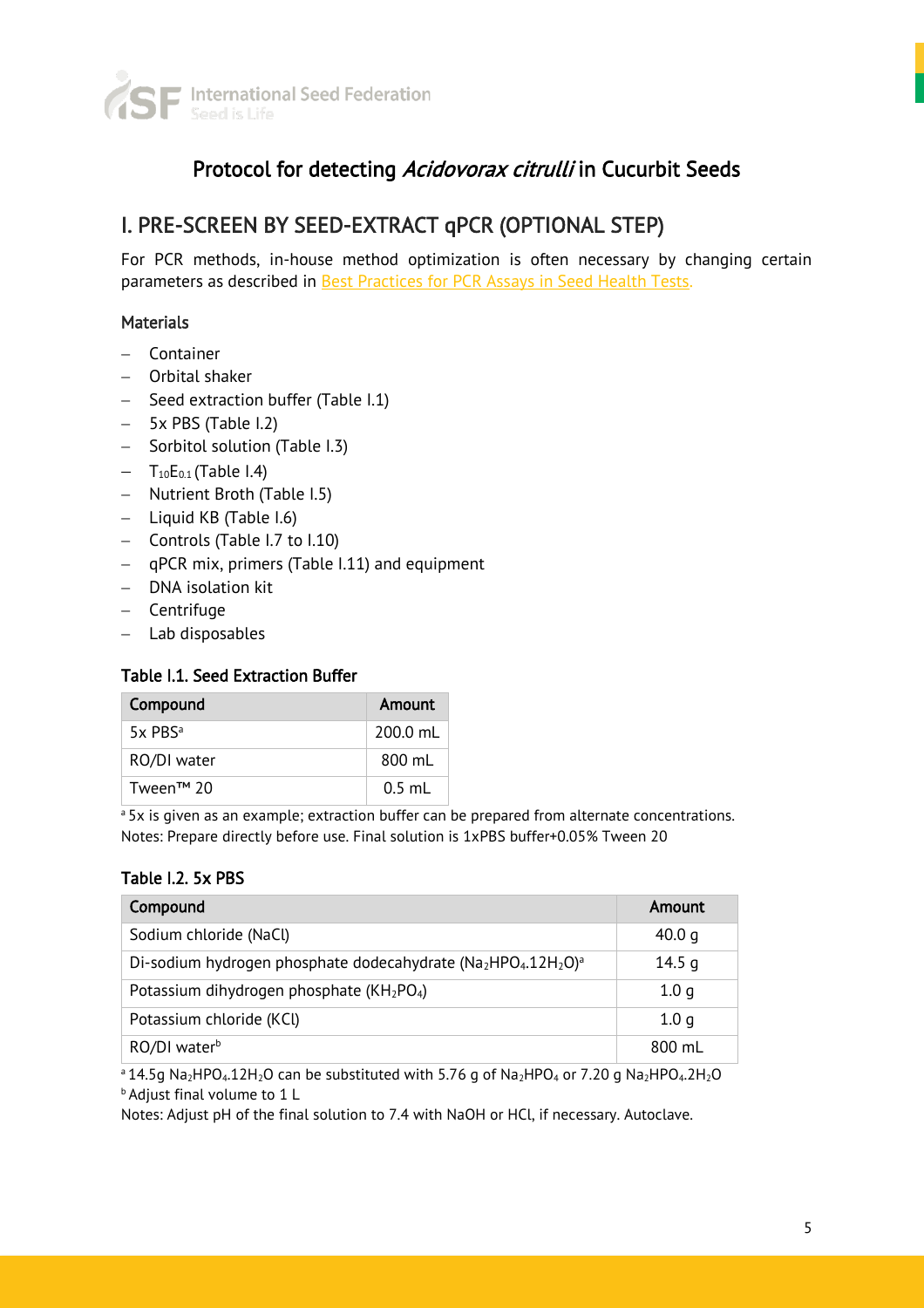# Protocol for detecting *Acidovorax citrulli* in Cucurbit Seeds

## I. PRE-SCREEN BY SEED-EXTRACT qPCR (OPTIONAL STEP)

For PCR methods, in-house method optimization is often necessary by changing certain parameters as described in Best Practices for PCR Assays in Seed Health Tests.

### Materials

- Container
- Orbital shaker
- Seed extraction buffer (Table I.1)
- 5x PBS (Table I.2)
- Sorbitol solution (Table I.3)
- $T_{10}E_{0.1}$ (Table I.4)
- Nutrient Broth (Table I.5)
- Liquid KB (Table I.6)
- Controls (Table I.7 to I.10)
- qPCR mix, primers (Table I.11) and equipment
- DNA isolation kit
- Centrifuge
- Lab disposables

### Table I.1. Seed Extraction Buffer

| Compound | Amount |
|---|---|
| 5x PBS[a] | 200.0 mL |
| RO/DI water | 800 mL |
| Tween™ 20 | 0.5 mL |

[a] 5x is given as an example; extraction buffer can be prepared from alternate concentrations.
Notes: Prepare directly before use. Final solution is 1xPBS buffer+0.05% Tween 20

### Table I.2. 5x PBS

| Compound | Amount |
|---|---|
| Sodium chloride (NaCl) | 40.0 g |
| Di-sodium hydrogen phosphate dodecahydrate ($Na_2HPO_4.12H_2O$)[a] | 14.5 g |
| Potassium dihydrogen phosphate ($KH_2PO_4$) | 1.0 g |
| Potassium chloride (KCl) | 1.0 g |
| RO/DI water[b] | 800 mL |

[a] 14.5g $Na_2HPO_4.12H_2O$ can be substituted with 5.76 g of $Na_2HPO_4$ or 7.20 g $Na_2HPO_4.2H_2O$
[b] Adjust final volume to 1 L
Notes: Adjust pH of the final solution to 7.4 with NaOH or HCl, if necessary. Autoclave.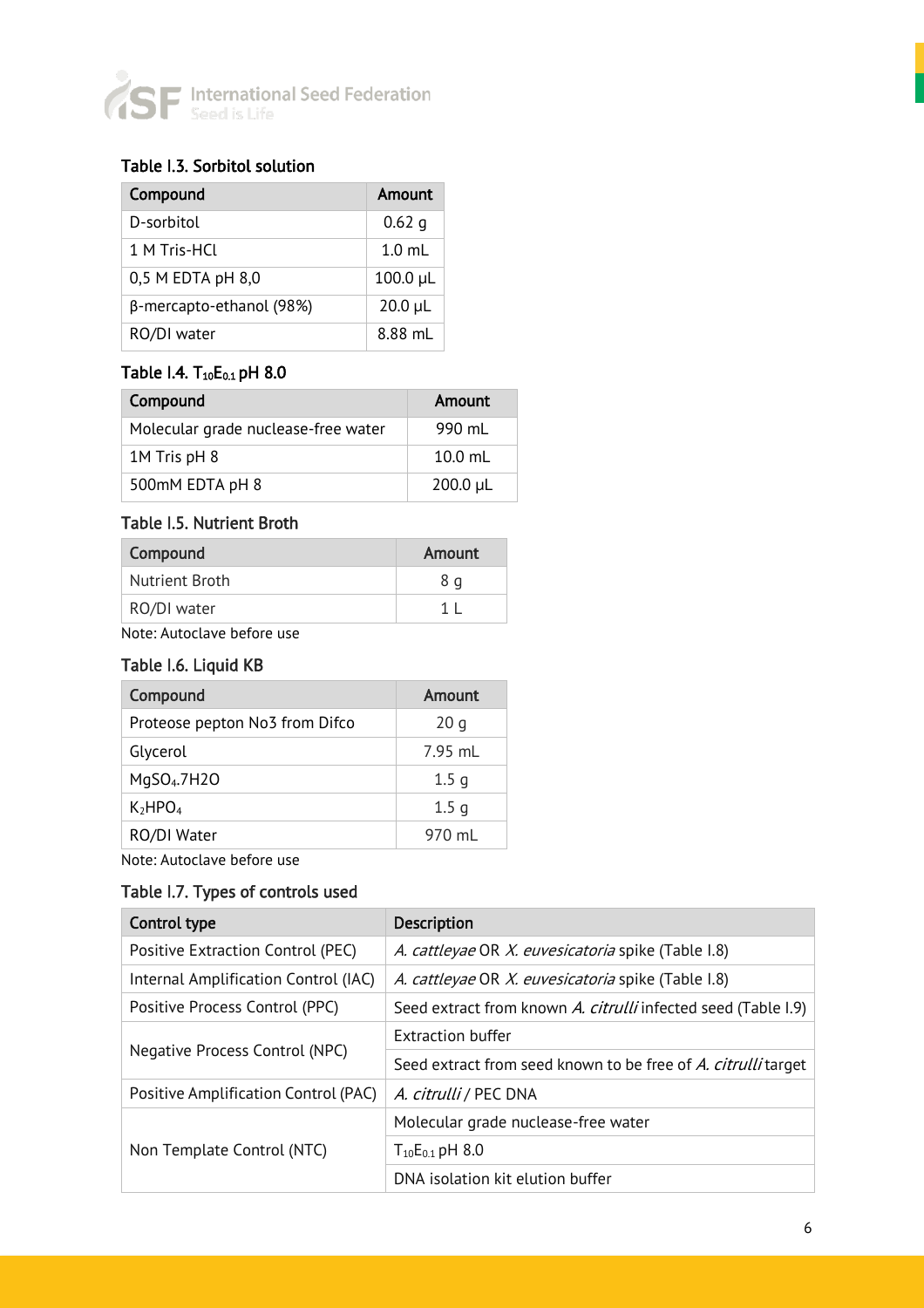#### Table I.3. Sorbitol solution

| Compound | Amount |
|---|---|
| D-sorbitol | 0.62 g |
| 1 M Tris-HCl | 1.0 mL |
| 0,5 M EDTA pH 8,0 | 100.0 µL |
| β-mercapto-ethanol (98%) | 20.0 µL |
| RO/DI water | 8.88 mL |

#### Table I.4. $T_{10}E_{0.1}$ pH 8.0

| Compound | Amount |
|---|---|
| Molecular grade nuclease-free water | 990 mL |
| 1M Tris pH 8 | 10.0 mL |
| 500mM EDTA pH 8 | 200.0 µL |

#### Table I.5. Nutrient Broth

| Compound | Amount |
|---|---|
| Nutrient Broth | 8 g |
| RO/DI water | 1 L |

Note: Autoclave before use

#### Table I.6. Liquid KB

| Compound | Amount |
|---|---|
| Proteose pepton No3 from Difco | 20 g |
| Glycerol | 7.95 mL |
| $MgSO_4.7H_2O$ | 1.5 g |
| $K_2HPO_4$ | 1.5 g |
| RO/DI Water | 970 mL |

Note: Autoclave before use

#### Table I.7. Types of controls used

| Control type | Description |
|---|---|
| Positive Extraction Control (PEC) | *A. cattleyae* OR *X. euvesicatoria* spike (Table I.8) |
| Internal Amplification Control (IAC) | *A. cattleyae* OR *X. euvesicatoria* spike (Table I.8) |
| Positive Process Control (PPC) | Seed extract from known *A. citrulli* infected seed (Table I.9) |
| Negative Process Control (NPC) | Extraction buffer |
| | Seed extract from seed known to be free of *A. citrulli* target |
| Positive Amplification Control (PAC) | *A. citrulli* / PEC DNA |
| Non Template Control (NTC) | Molecular grade nuclease-free water |
| | $T_{10}E_{0.1}$ pH 8.0 |
| | DNA isolation kit elution buffer |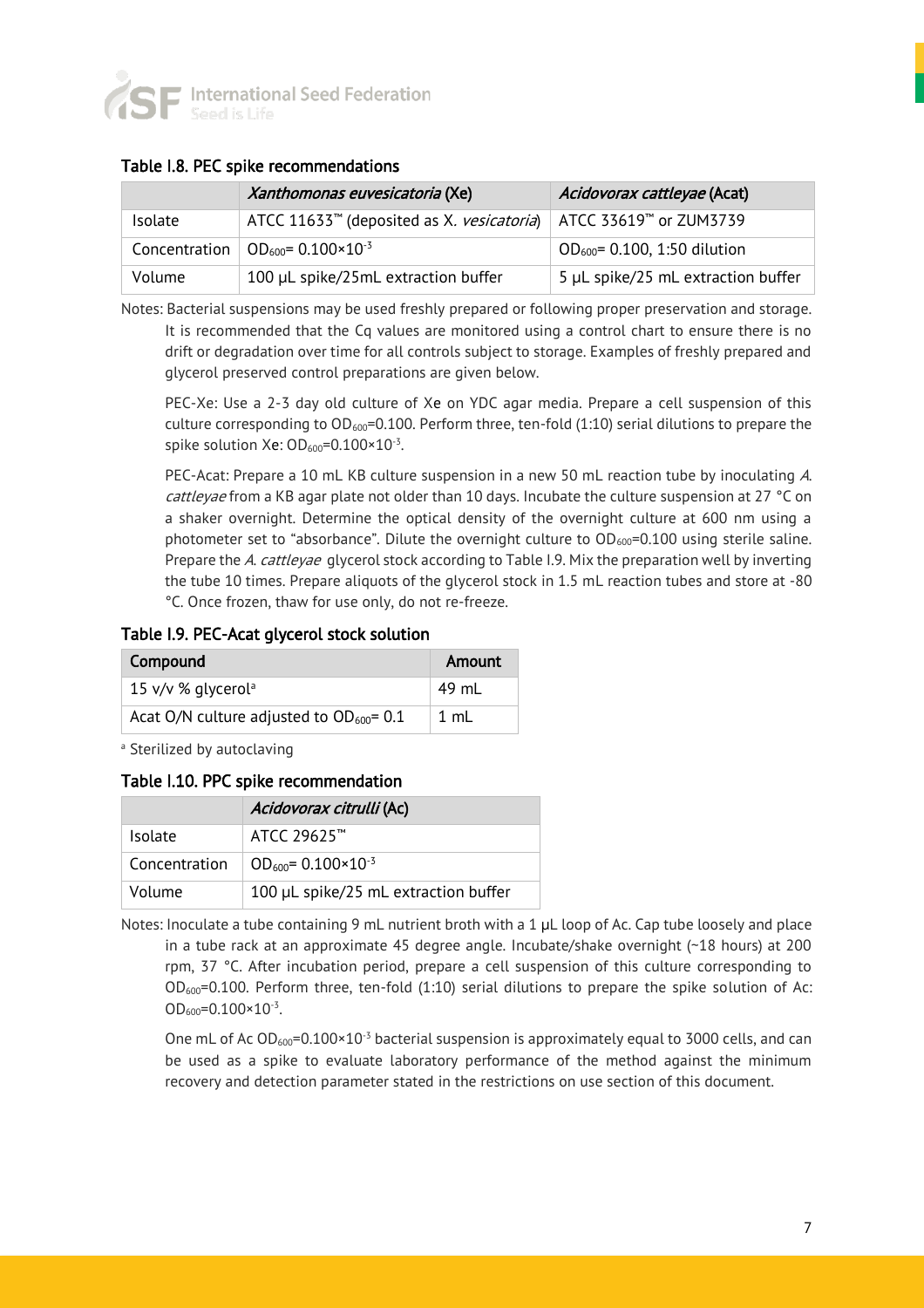### Table I.8. PEC spike recommendations

| | *Xanthomonas euvesicatoria* (Xe) | *Acidovorax cattleyae* (Acat) |
|---|---|---|
| Isolate | ATCC 11633™ (deposited as *X. vesicatoria*) | ATCC 33619™ or ZUM3739 |
| Concentration | $OD_{600}$= 0.100×$10^{-3}$ | $OD_{600}$= 0.100, 1:50 dilution |
| Volume | 100 µL spike/25mL extraction buffer | 5 µL spike/25 mL extraction buffer |

Notes: Bacterial suspensions may be used freshly prepared or following proper preservation and storage. It is recommended that the Cq values are monitored using a control chart to ensure there is no drift or degradation over time for all controls subject to storage. Examples of freshly prepared and glycerol preserved control preparations are given below.

PEC-Xe: Use a 2-3 day old culture of Xe on YDC agar media. Prepare a cell suspension of this culture corresponding to $OD_{600}$=0.100. Perform three, ten-fold (1:10) serial dilutions to prepare the spike solution Xe: $OD_{600}$=0.100×$10^{-3}$.

PEC-Acat: Prepare a 10 mL KB culture suspension in a new 50 mL reaction tube by inoculating *A. cattleyae* from a KB agar plate not older than 10 days. Incubate the culture suspension at 27 °C on a shaker overnight. Determine the optical density of the overnight culture at 600 nm using a photometer set to "absorbance". Dilute the overnight culture to $OD_{600}$=0.100 using sterile saline. Prepare the *A. cattleyae* glycerol stock according to Table I.9. Mix the preparation well by inverting the tube 10 times. Prepare aliquots of the glycerol stock in 1.5 mL reaction tubes and store at -80 °C. Once frozen, thaw for use only, do not re-freeze.

### Table I.9. PEC-Acat glycerol stock solution

| Compound | Amount |
|---|---|
| 15 v/v % glycerol[a] | 49 mL |
| Acat O/N culture adjusted to $OD_{600}$= 0.1 | 1 mL |

[a] Sterilized by autoclaving

### Table I.10. PPC spike recommendation

| | *Acidovorax citrulli* (Ac) |
|---|---|
| Isolate | ATCC 29625™ |
| Concentration | $OD_{600}$= 0.100×$10^{-3}$ |
| Volume | 100 µL spike/25 mL extraction buffer |

Notes: Inoculate a tube containing 9 mL nutrient broth with a 1 µL loop of Ac. Cap tube loosely and place in a tube rack at an approximate 45 degree angle. Incubate/shake overnight (~18 hours) at 200 rpm, 37 °C. After incubation period, prepare a cell suspension of this culture corresponding to $OD_{600}$=0.100. Perform three, ten-fold (1:10) serial dilutions to prepare the spike solution of Ac: $OD_{600}$=0.100×$10^{-3}$.

One mL of Ac $OD_{600}$=0.100×$10^{-3}$ bacterial suspension is approximately equal to 3000 cells, and can be used as a spike to evaluate laboratory performance of the method against the minimum recovery and detection parameter stated in the restrictions on use section of this document.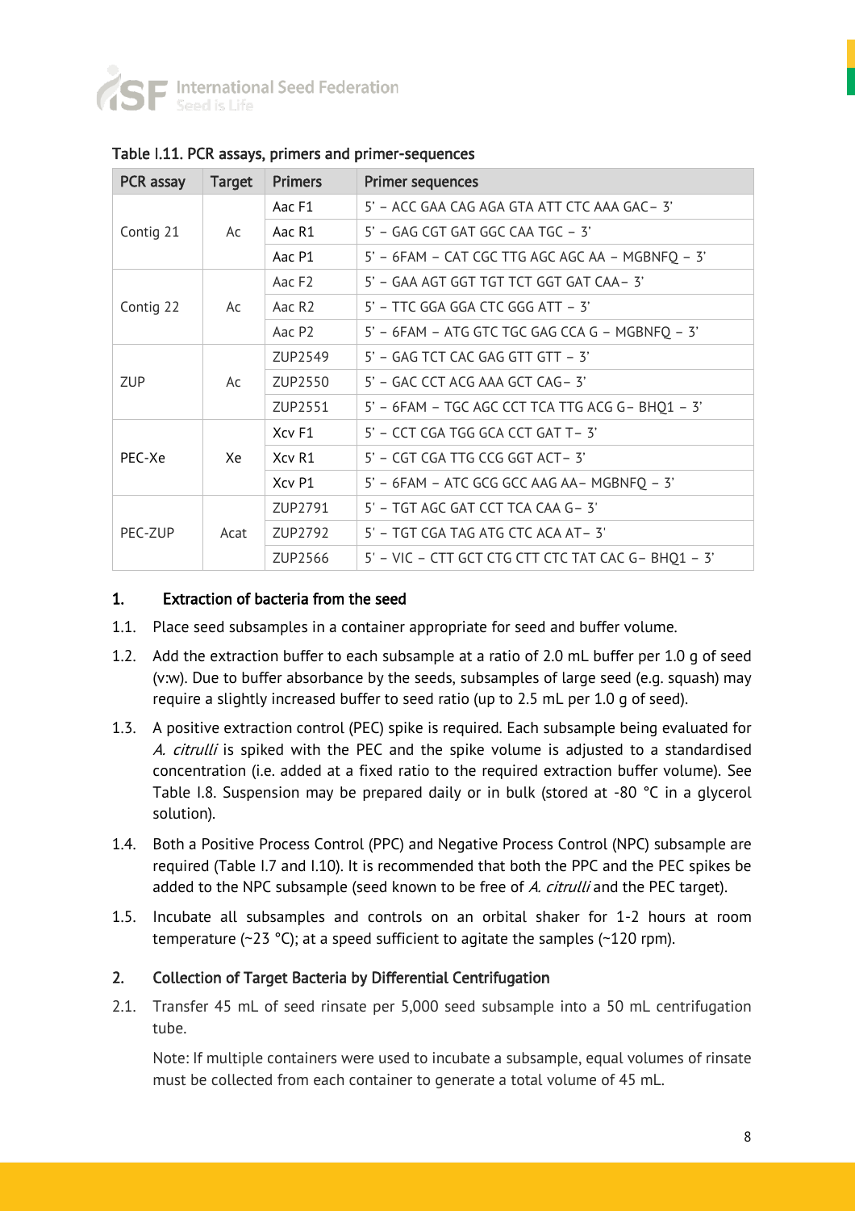Table I.11. PCR assays, primers and primer-sequences

| PCR assay | Target | Primers | Primer sequences |
|---|---|---|---|
| Contig 21 | Ac | Aac F1 | 5' – ACC GAA CAG AGA GTA ATT CTC AAA GAC– 3' |
| | | Aac R1 | 5' – GAG CGT GAT GGC CAA TGC – 3' |
| | | Aac P1 | 5' – 6FAM – CAT CGC TTG AGC AGC AA – MGBNFQ – 3' |
| Contig 22 | Ac | Aac F2 | 5' – GAA AGT GGT TGT TCT GGT GAT CAA– 3' |
| | | Aac R2 | 5' – TTC GGA GGA CTC GGG ATT – 3' |
| | | Aac P2 | 5' – 6FAM – ATG GTC TGC GAG CCA G – MGBNFQ – 3' |
| ZUP | Ac | ZUP2549 | 5' – GAG TCT CAC GAG GTT GTT – 3' |
| | | ZUP2550 | 5' – GAC CCT ACG AAA GCT CAG– 3' |
| | | ZUP2551 | 5' – 6FAM – TGC AGC CCT TCA TTG ACG G– BHQ1 – 3' |
| PEC-Xe | Xe | Xcv F1 | 5' – CCT CGA TGG GCA CCT GAT T– 3' |
| | | Xcv R1 | 5' – CGT CGA TTG CCG GGT ACT– 3' |
| | | Xcv P1 | 5' – 6FAM – ATC GCG GCC AAG AA– MGBNFQ – 3' |
| PEC-ZUP | Acat | ZUP2791 | 5' – TGT AGC GAT CCT TCA CAA G– 3' |
| | | ZUP2792 | 5' – TGT CGA TAG ATG CTC ACA AT– 3' |
| | | ZUP2566 | 5' – VIC – CTT GCT CTG CTT CTC TAT CAC G– BHQ1 – 3' |

## 1. Extraction of bacteria from the seed

1.1. Place seed subsamples in a container appropriate for seed and buffer volume.

1.2. Add the extraction buffer to each subsample at a ratio of 2.0 mL buffer per 1.0 g of seed (v:w). Due to buffer absorbance by the seeds, subsamples of large seed (e.g. squash) may require a slightly increased buffer to seed ratio (up to 2.5 mL per 1.0 g of seed).

1.3. A positive extraction control (PEC) spike is required. Each subsample being evaluated for *A. citrulli* is spiked with the PEC and the spike volume is adjusted to a standardised concentration (i.e. added at a fixed ratio to the required extraction buffer volume). See Table I.8. Suspension may be prepared daily or in bulk (stored at -80 °C in a glycerol solution).

1.4. Both a Positive Process Control (PPC) and Negative Process Control (NPC) subsample are required (Table I.7 and I.10). It is recommended that both the PPC and the PEC spikes be added to the NPC subsample (seed known to be free of *A. citrulli* and the PEC target).

1.5. Incubate all subsamples and controls on an orbital shaker for 1-2 hours at room temperature (~23 °C); at a speed sufficient to agitate the samples (~120 rpm).

## 2. Collection of Target Bacteria by Differential Centrifugation

2.1. Transfer 45 mL of seed rinsate per 5,000 seed subsample into a 50 mL centrifugation tube.

Note: If multiple containers were used to incubate a subsample, equal volumes of rinsate must be collected from each container to generate a total volume of 45 mL.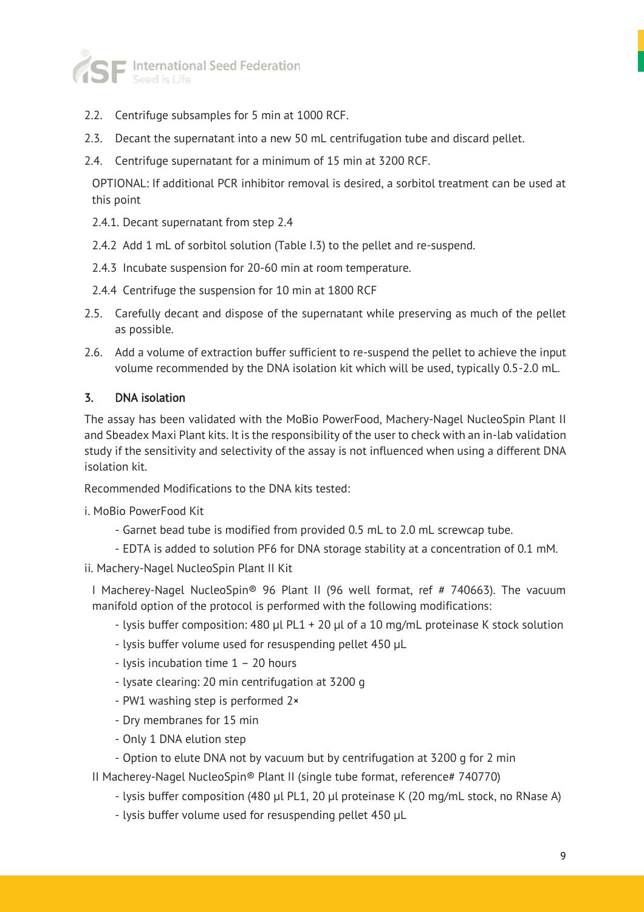2.2. Centrifuge subsamples for 5 min at 1000 RCF.

2.3. Decant the supernatant into a new 50 mL centrifugation tube and discard pellet.

2.4. Centrifuge supernatant for a minimum of 15 min at 3200 RCF.

OPTIONAL: If additional PCR inhibitor removal is desired, a sorbitol treatment can be used at this point

2.4.1. Decant supernatant from step 2.4

2.4.2 Add 1 mL of sorbitol solution (Table I.3) to the pellet and re-suspend.

2.4.3 Incubate suspension for 20-60 min at room temperature.

2.4.4 Centrifuge the suspension for 10 min at 1800 RCF

2.5. Carefully decant and dispose of the supernatant while preserving as much of the pellet as possible.

2.6. Add a volume of extraction buffer sufficient to re-suspend the pellet to achieve the input volume recommended by the DNA isolation kit which will be used, typically 0.5-2.0 mL.

### 3. DNA isolation

The assay has been validated with the MoBio PowerFood, Machery-Nagel NucleoSpin Plant II and Sbeadex Maxi Plant kits. It is the responsibility of the user to check with an in-lab validation study if the sensitivity and selectivity of the assay is not influenced when using a different DNA isolation kit.

Recommended Modifications to the DNA kits tested:

i. MoBio PowerFood Kit

- Garnet bead tube is modified from provided 0.5 mL to 2.0 mL screwcap tube.
- EDTA is added to solution PF6 for DNA storage stability at a concentration of 0.1 mM.

ii. Machery-Nagel NucleoSpin Plant II Kit

I Macherey-Nagel NucleoSpin® 96 Plant II (96 well format, ref # 740663). The vacuum manifold option of the protocol is performed with the following modifications:

- lysis buffer composition: 480 µl PL1 + 20 µl of a 10 mg/mL proteinase K stock solution
- lysis buffer volume used for resuspending pellet 450 µL
- lysis incubation time 1 – 20 hours
- lysate clearing: 20 min centrifugation at 3200 g
- PW1 washing step is performed 2×
- Dry membranes for 15 min
- Only 1 DNA elution step
- Option to elute DNA not by vacuum but by centrifugation at 3200 g for 2 min

II Macherey-Nagel NucleoSpin® Plant II (single tube format, reference# 740770)

- lysis buffer composition (480 µl PL1, 20 µl proteinase K (20 mg/mL stock, no RNase A)
- lysis buffer volume used for resuspending pellet 450 µL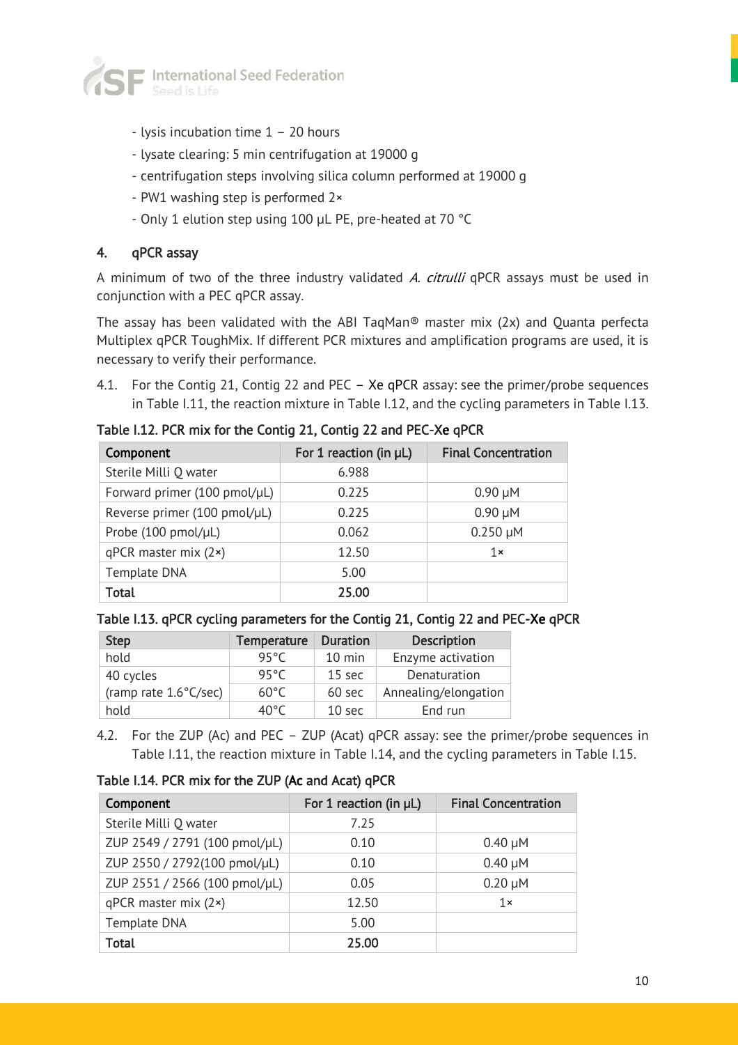- lysis incubation time 1 – 20 hours
- lysate clearing: 5 min centrifugation at 19000 g
- centrifugation steps involving silica column performed at 19000 g
- PW1 washing step is performed 2×
- Only 1 elution step using 100 µL PE, pre-heated at 70 °C

## 4. qPCR assay

A minimum of two of the three industry validated *A. citrulli* qPCR assays must be used in conjunction with a PEC qPCR assay.

The assay has been validated with the ABI TaqMan® master mix (2x) and Quanta perfecta Multiplex qPCR ToughMix. If different PCR mixtures and amplification programs are used, it is necessary to verify their performance.

4.1. For the Contig 21, Contig 22 and PEC – Xe qPCR assay: see the primer/probe sequences in Table I.11, the reaction mixture in Table I.12, and the cycling parameters in Table I.13.

**Table I.12. PCR mix for the Contig 21, Contig 22 and PEC-Xe qPCR**

| Component | For 1 reaction (in µL) | Final Concentration |
|---|---|---|
| Sterile Milli Q water | 6.988 | |
| Forward primer (100 pmol/µL) | 0.225 | 0.90 µM |
| Reverse primer (100 pmol/µL) | 0.225 | 0.90 µM |
| Probe (100 pmol/µL) | 0.062 | 0.250 µM |
| qPCR master mix (2×) | 12.50 | 1× |
| Template DNA | 5.00 | |
| **Total** | **25.00** | |

**Table I.13. qPCR cycling parameters for the Contig 21, Contig 22 and PEC-Xe qPCR**

| Step | Temperature | Duration | Description |
|---|---|---|---|
| hold | 95°C | 10 min | Enzyme activation |
| 40 cycles | 95°C | 15 sec | Denaturation |
| (ramp rate 1.6°C/sec) | 60°C | 60 sec | Annealing/elongation |
| hold | 40°C | 10 sec | End run |

4.2. For the ZUP (Ac) and PEC – ZUP (Acat) qPCR assay: see the primer/probe sequences in Table I.11, the reaction mixture in Table I.14, and the cycling parameters in Table I.15.

**Table I.14. PCR mix for the ZUP (Ac and Acat) qPCR**

| Component | For 1 reaction (in µL) | Final Concentration |
|---|---|---|
| Sterile Milli Q water | 7.25 | |
| ZUP 2549 / 2791 (100 pmol/µL) | 0.10 | 0.40 µM |
| ZUP 2550 / 2792(100 pmol/µL) | 0.10 | 0.40 µM |
| ZUP 2551 / 2566 (100 pmol/µL) | 0.05 | 0.20 µM |
| qPCR master mix (2×) | 12.50 | 1× |
| Template DNA | 5.00 | |
| **Total** | **25.00** | |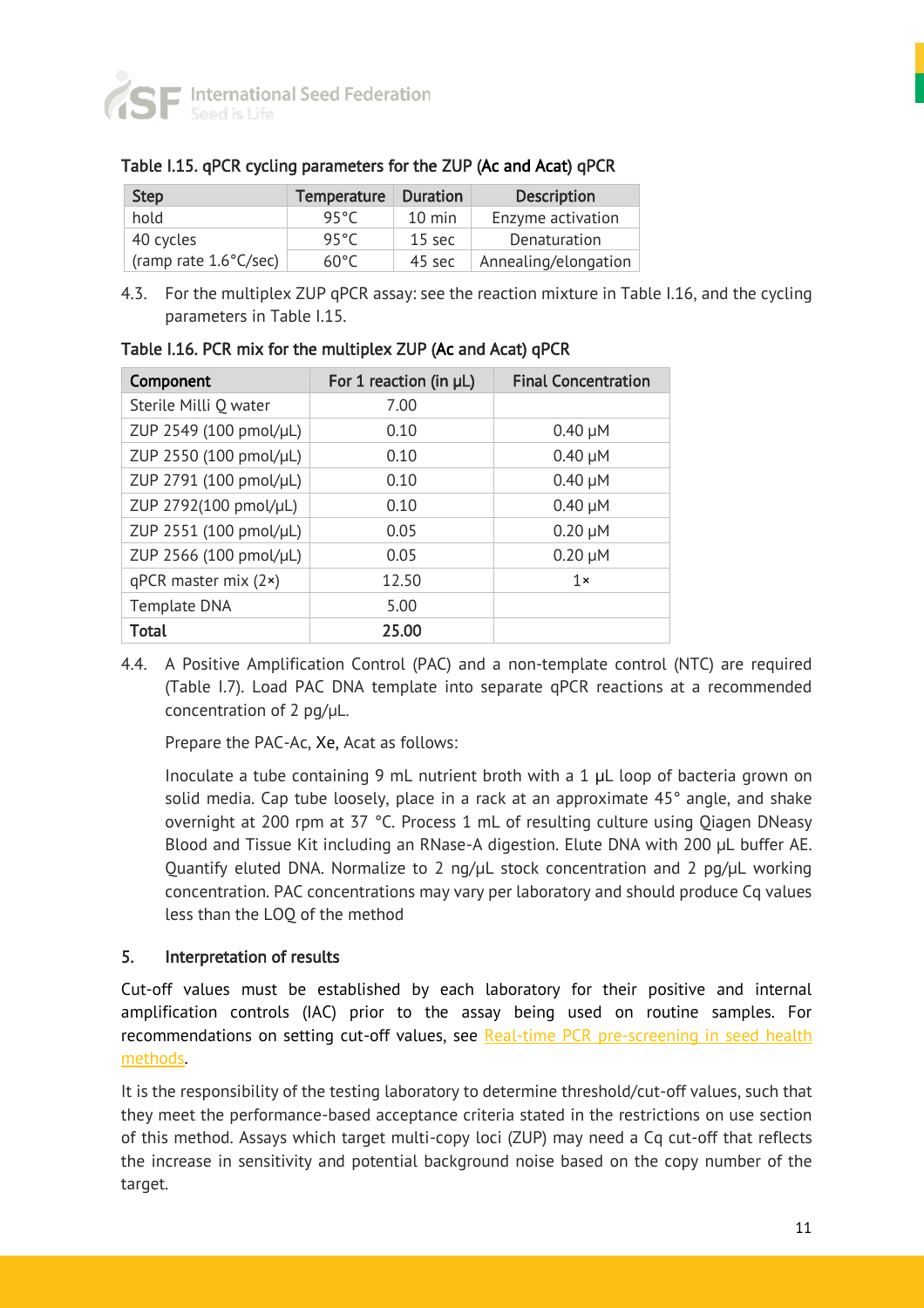Table I.15. qPCR cycling parameters for the ZUP (Ac and Acat) qPCR

| Step | Temperature | Duration | Description |
|---|---|---|---|
| hold | 95°C | 10 min | Enzyme activation |
| 40 cycles | 95°C | 15 sec | Denaturation |
| (ramp rate 1.6°C/sec) | 60°C | 45 sec | Annealing/elongation |

4.3. For the multiplex ZUP qPCR assay: see the reaction mixture in Table I.16, and the cycling parameters in Table I.15.

Table I.16. PCR mix for the multiplex ZUP (Ac and Acat) qPCR

| Component | For 1 reaction (in µL) | Final Concentration |
|---|---|---|
| Sterile Milli Q water | 7.00 | |
| ZUP 2549 (100 pmol/µL) | 0.10 | 0.40 µM |
| ZUP 2550 (100 pmol/µL) | 0.10 | 0.40 µM |
| ZUP 2791 (100 pmol/µL) | 0.10 | 0.40 µM |
| ZUP 2792(100 pmol/µL) | 0.10 | 0.40 µM |
| ZUP 2551 (100 pmol/µL) | 0.05 | 0.20 µM |
| ZUP 2566 (100 pmol/µL) | 0.05 | 0.20 µM |
| qPCR master mix (2×) | 12.50 | 1× |
| Template DNA | 5.00 | |
| **Total** | **25.00** | |

4.4. A Positive Amplification Control (PAC) and a non-template control (NTC) are required (Table I.7). Load PAC DNA template into separate qPCR reactions at a recommended concentration of 2 pg/µL.

Prepare the PAC-Ac, Xe, Acat as follows:

Inoculate a tube containing 9 mL nutrient broth with a 1 µL loop of bacteria grown on solid media. Cap tube loosely, place in a rack at an approximate 45° angle, and shake overnight at 200 rpm at 37 °C. Process 1 mL of resulting culture using Qiagen DNeasy Blood and Tissue Kit including an RNase-A digestion. Elute DNA with 200 µL buffer AE. Quantify eluted DNA. Normalize to 2 ng/µL stock concentration and 2 pg/µL working concentration. PAC concentrations may vary per laboratory and should produce Cq values less than the LOQ of the method

## 5. Interpretation of results

Cut-off values must be established by each laboratory for their positive and internal amplification controls (IAC) prior to the assay being used on routine samples. For recommendations on setting cut-off values, see Real-time PCR pre-screening in seed health methods.

It is the responsibility of the testing laboratory to determine threshold/cut-off values, such that they meet the performance-based acceptance criteria stated in the restrictions on use section of this method. Assays which target multi-copy loci (ZUP) may need a Cq cut-off that reflects the increase in sensitivity and potential background noise based on the copy number of the target.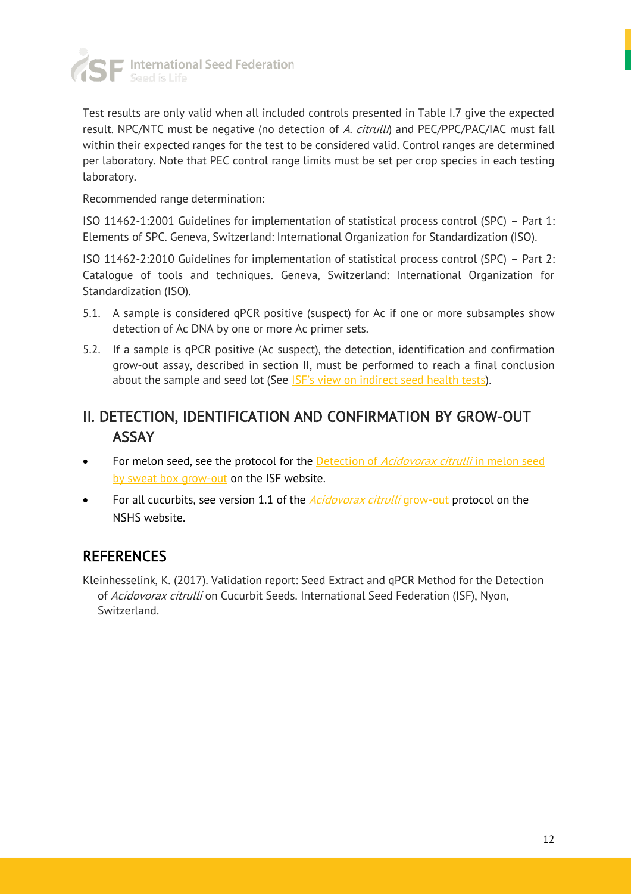Test results are only valid when all included controls presented in Table I.7 give the expected result. NPC/NTC must be negative (no detection of *A. citrulli*) and PEC/PPC/PAC/IAC must fall within their expected ranges for the test to be considered valid. Control ranges are determined per laboratory. Note that PEC control range limits must be set per crop species in each testing laboratory.

Recommended range determination:

ISO 11462-1:2001 Guidelines for implementation of statistical process control (SPC) – Part 1: Elements of SPC. Geneva, Switzerland: International Organization for Standardization (ISO).

ISO 11462-2:2010 Guidelines for implementation of statistical process control (SPC) – Part 2: Catalogue of tools and techniques. Geneva, Switzerland: International Organization for Standardization (ISO).

5.1. A sample is considered qPCR positive (suspect) for Ac if one or more subsamples show detection of Ac DNA by one or more Ac primer sets.

5.2. If a sample is qPCR positive (Ac suspect), the detection, identification and confirmation grow-out assay, described in section II, must be performed to reach a final conclusion about the sample and seed lot (See ISF's view on indirect seed health tests).

## II. DETECTION, IDENTIFICATION AND CONFIRMATION BY GROW-OUT ASSAY

- For melon seed, see the protocol for the Detection of *Acidovorax citrulli* in melon seed by sweat box grow-out on the ISF website.
- For all cucurbits, see version 1.1 of the *Acidovorax citrulli* grow-out protocol on the NSHS website.

## REFERENCES

Kleinhesselink, K. (2017). Validation report: Seed Extract and qPCR Method for the Detection of *Acidovorax citrulli* on Cucurbit Seeds. International Seed Federation (ISF), Nyon, Switzerland.